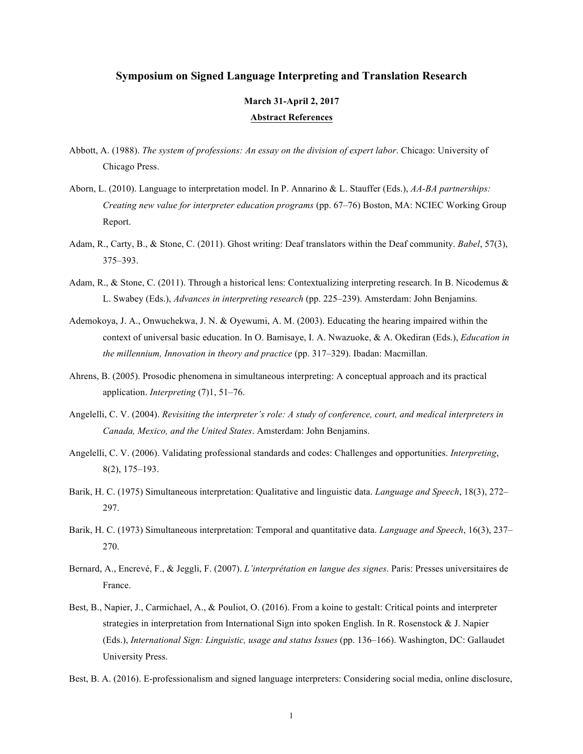# Symposium on Signed Language Interpreting and Translation Research

**March 31-April 2, 2017**

**Abstract References**

Abbott, A. (1988). *The system of professions: An essay on the division of expert labor*. Chicago: University of Chicago Press.

Aborn, L. (2010). Language to interpretation model. In P. Annarino & L. Stauffer (Eds.), *AA-BA partnerships: Creating new value for interpreter education programs* (pp. 67–76) Boston, MA: NCIEC Working Group Report.

Adam, R., Carty, B., & Stone, C. (2011). Ghost writing: Deaf translators within the Deaf community. *Babel*, 57(3), 375–393.

Adam, R., & Stone, C. (2011). Through a historical lens: Contextualizing interpreting research. In B. Nicodemus & L. Swabey (Eds.), *Advances in interpreting research* (pp. 225–239). Amsterdam: John Benjamins.

Ademokoya, J. A., Onwuchekwa, J. N. & Oyewumi, A. M. (2003). Educating the hearing impaired within the context of universal basic education. In O. Bamisaye, I. A. Nwazuoke, & A. Okediran (Eds.), *Education in the millennium, Innovation in theory and practice* (pp. 317–329). Ibadan: Macmillan.

Ahrens, B. (2005). Prosodic phenomena in simultaneous interpreting: A conceptual approach and its practical application. *Interpreting* (7)1, 51–76.

Angelelli, C. V. (2004). *Revisiting the interpreter's role: A study of conference, court, and medical interpreters in Canada, Mexico, and the United States*. Amsterdam: John Benjamins.

Angelelli, C. V. (2006). Validating professional standards and codes: Challenges and opportunities. *Interpreting*, 8(2), 175–193.

Barik, H. C. (1975) Simultaneous interpretation: Qualitative and linguistic data. *Language and Speech*, 18(3), 272–297.

Barik, H. C. (1973) Simultaneous interpretation: Temporal and quantitative data. *Language and Speech*, 16(3), 237–270.

Bernard, A., Encrevé, F., & Jeggli, F. (2007). *L'interprétation en langue des signes*. Paris: Presses universitaires de France.

Best, B., Napier, J., Carmichael, A., & Pouliot, O. (2016). From a koine to gestalt: Critical points and interpreter strategies in interpretation from International Sign into spoken English. In R. Rosenstock & J. Napier (Eds.), *International Sign: Linguistic, usage and status Issues* (pp. 136–166). Washington, DC: Gallaudet University Press.

Best, B. A. (2016). E-professionalism and signed language interpreters: Considering social media, online disclosure,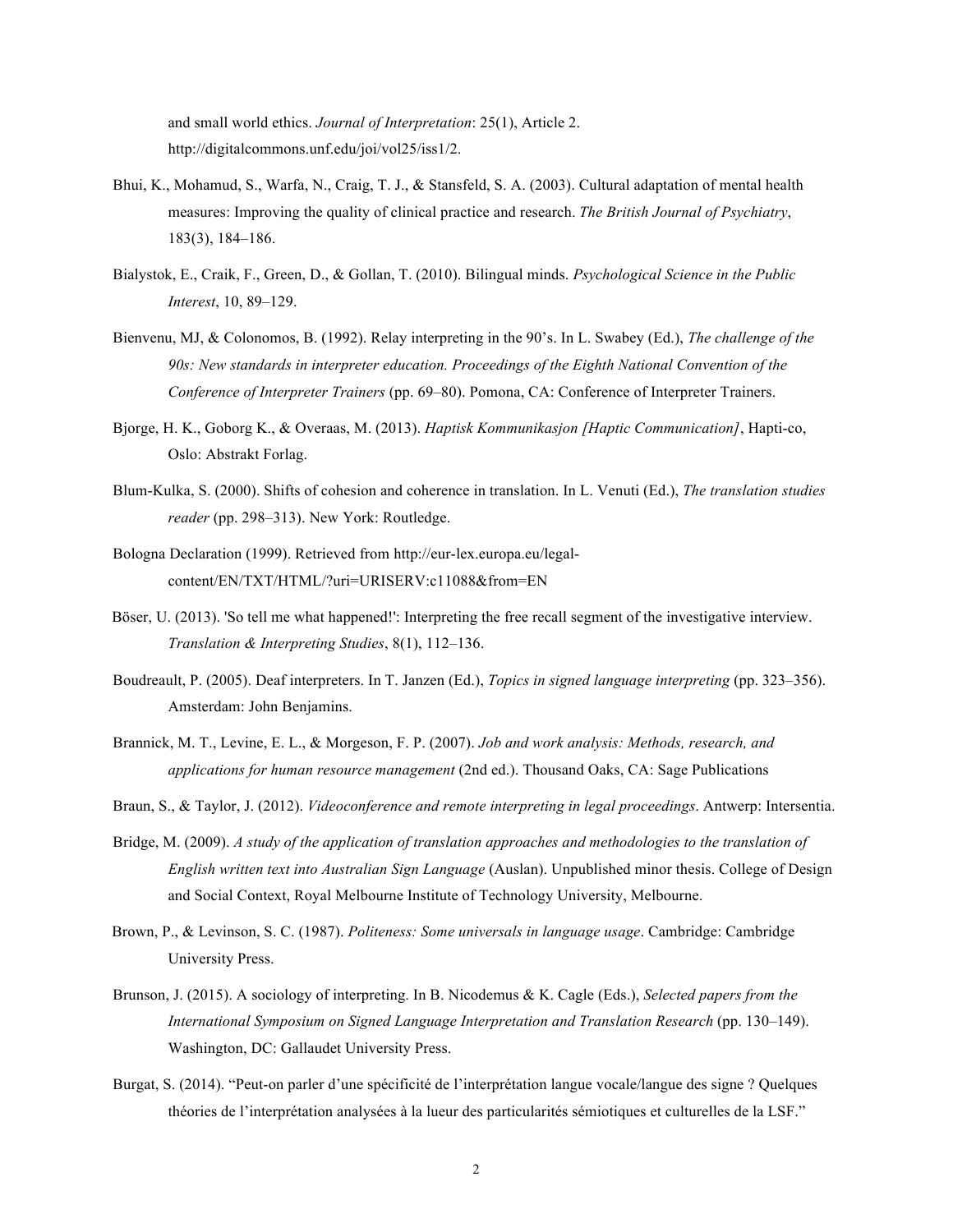and small world ethics. *Journal of Interpretation*: 25(1), Article 2. http://digitalcommons.unf.edu/joi/vol25/iss1/2.

Bhui, K., Mohamud, S., Warfa, N., Craig, T. J., & Stansfeld, S. A. (2003). Cultural adaptation of mental health measures: Improving the quality of clinical practice and research. *The British Journal of Psychiatry*, 183(3), 184–186.

Bialystok, E., Craik, F., Green, D., & Gollan, T. (2010). Bilingual minds. *Psychological Science in the Public Interest*, 10, 89–129.

Bienvenu, MJ, & Colonomos, B. (1992). Relay interpreting in the 90's. In L. Swabey (Ed.), *The challenge of the 90s: New standards in interpreter education. Proceedings of the Eighth National Convention of the Conference of Interpreter Trainers* (pp. 69–80). Pomona, CA: Conference of Interpreter Trainers.

Bjorge, H. K., Goborg K., & Overaas, M. (2013). *Haptisk Kommunikasjon [Haptic Communication]*, Hapti-co, Oslo: Abstrakt Forlag.

Blum-Kulka, S. (2000). Shifts of cohesion and coherence in translation. In L. Venuti (Ed.), *The translation studies reader* (pp. 298–313). New York: Routledge.

Bologna Declaration (1999). Retrieved from http://eur-lex.europa.eu/legal-content/EN/TXT/HTML/?uri=URISERV:c11088&from=EN

Böser, U. (2013). 'So tell me what happened!': Interpreting the free recall segment of the investigative interview. *Translation & Interpreting Studies*, 8(1), 112–136.

Boudreault, P. (2005). Deaf interpreters. In T. Janzen (Ed.), *Topics in signed language interpreting* (pp. 323–356). Amsterdam: John Benjamins.

Brannick, M. T., Levine, E. L., & Morgeson, F. P. (2007). *Job and work analysis: Methods, research, and applications for human resource management* (2nd ed.). Thousand Oaks, CA: Sage Publications

Braun, S., & Taylor, J. (2012). *Videoconference and remote interpreting in legal proceedings*. Antwerp: Intersentia.

Bridge, M. (2009). *A study of the application of translation approaches and methodologies to the translation of English written text into Australian Sign Language* (Auslan). Unpublished minor thesis. College of Design and Social Context, Royal Melbourne Institute of Technology University, Melbourne.

Brown, P., & Levinson, S. C. (1987). *Politeness: Some universals in language usage*. Cambridge: Cambridge University Press.

Brunson, J. (2015). A sociology of interpreting. In B. Nicodemus & K. Cagle (Eds.), *Selected papers from the International Symposium on Signed Language Interpretation and Translation Research* (pp. 130–149). Washington, DC: Gallaudet University Press.

Burgat, S. (2014). "Peut-on parler d'une spécificité de l'interprétation langue vocale/langue des signe ? Quelques théories de l'interprétation analysées à la lueur des particularités sémiotiques et culturelles de la LSF."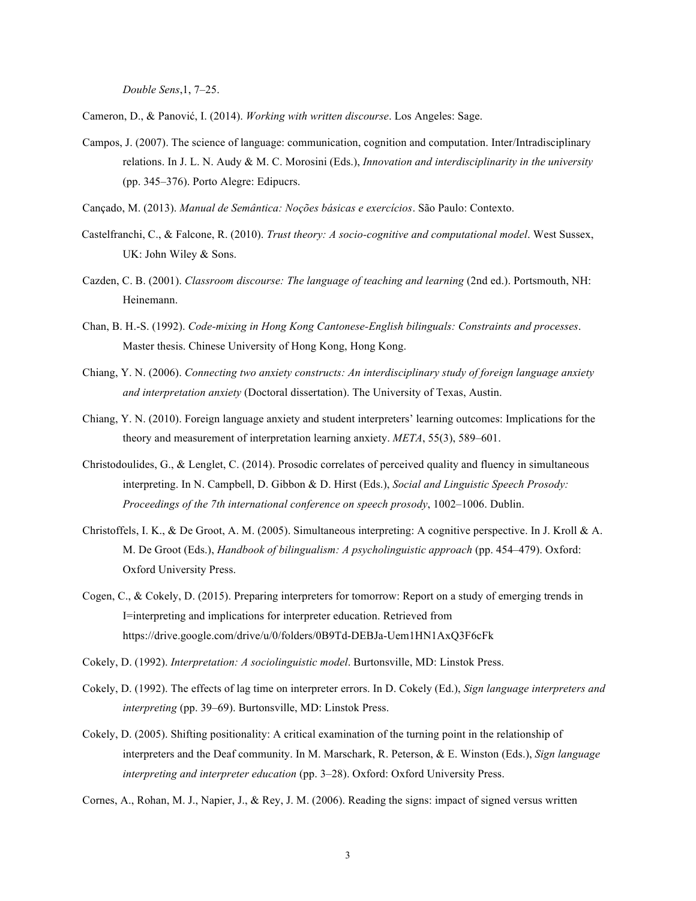*Double Sens*,1, 7–25.

Cameron, D., & Panović, I. (2014). *Working with written discourse*. Los Angeles: Sage.

Campos, J. (2007). The science of language: communication, cognition and computation. Inter/Intradisciplinary relations. In J. L. N. Audy & M. C. Morosini (Eds.), *Innovation and interdisciplinarity in the university* (pp. 345–376). Porto Alegre: Edipucrs.

Cançado, M. (2013). *Manual de Semântica: Noções básicas e exercícios*. São Paulo: Contexto.

Castelfranchi, C., & Falcone, R. (2010). *Trust theory: A socio-cognitive and computational model*. West Sussex, UK: John Wiley & Sons.

Cazden, C. B. (2001). *Classroom discourse: The language of teaching and learning* (2nd ed.). Portsmouth, NH: Heinemann.

Chan, B. H.-S. (1992). *Code-mixing in Hong Kong Cantonese-English bilinguals: Constraints and processes*. Master thesis. Chinese University of Hong Kong, Hong Kong.

Chiang, Y. N. (2006). *Connecting two anxiety constructs: An interdisciplinary study of foreign language anxiety and interpretation anxiety* (Doctoral dissertation). The University of Texas, Austin.

Chiang, Y. N. (2010). Foreign language anxiety and student interpreters' learning outcomes: Implications for the theory and measurement of interpretation learning anxiety. *META*, 55(3), 589–601.

Christodoulides, G., & Lenglet, C. (2014). Prosodic correlates of perceived quality and fluency in simultaneous interpreting. In N. Campbell, D. Gibbon & D. Hirst (Eds.), *Social and Linguistic Speech Prosody: Proceedings of the 7th international conference on speech prosody*, 1002–1006. Dublin.

Christoffels, I. K., & De Groot, A. M. (2005). Simultaneous interpreting: A cognitive perspective. In J. Kroll & A. M. De Groot (Eds.), *Handbook of bilingualism: A psycholinguistic approach* (pp. 454–479). Oxford: Oxford University Press.

Cogen, C., & Cokely, D. (2015). Preparing interpreters for tomorrow: Report on a study of emerging trends in I=interpreting and implications for interpreter education. Retrieved from https://drive.google.com/drive/u/0/folders/0B9Td-DEBJa-Uem1HN1AxQ3F6cFk

Cokely, D. (1992). *Interpretation: A sociolinguistic model*. Burtonsville, MD: Linstok Press.

Cokely, D. (1992). The effects of lag time on interpreter errors. In D. Cokely (Ed.), *Sign language interpreters and interpreting* (pp. 39–69). Burtonsville, MD: Linstok Press.

Cokely, D. (2005). Shifting positionality: A critical examination of the turning point in the relationship of interpreters and the Deaf community. In M. Marschark, R. Peterson, & E. Winston (Eds.), *Sign language interpreting and interpreter education* (pp. 3–28). Oxford: Oxford University Press.

Cornes, A., Rohan, M. J., Napier, J., & Rey, J. M. (2006). Reading the signs: impact of signed versus written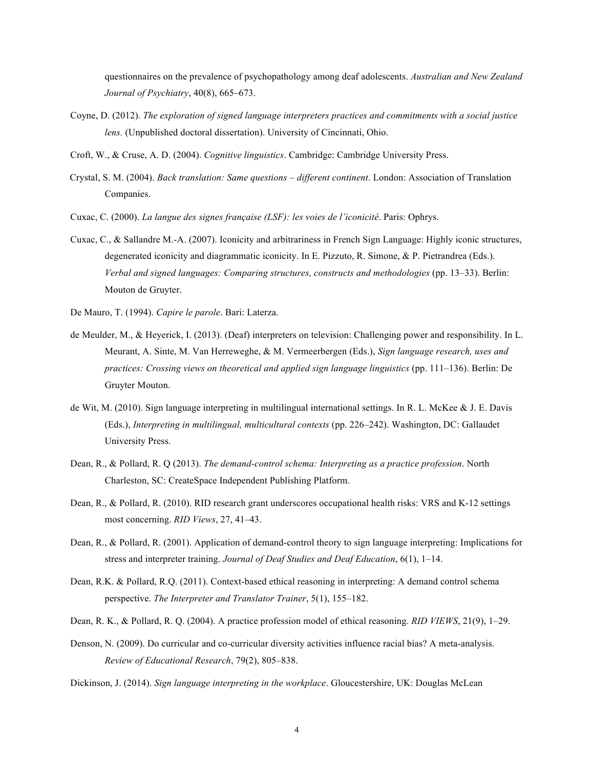questionnaires on the prevalence of psychopathology among deaf adolescents. *Australian and New Zealand Journal of Psychiatry*, 40(8), 665–673.

Coyne, D. (2012). *The exploration of signed language interpreters practices and commitments with a social justice lens.* (Unpublished doctoral dissertation). University of Cincinnati, Ohio.

Croft, W., & Cruse, A. D. (2004). *Cognitive linguistics*. Cambridge: Cambridge University Press.

Crystal, S. M. (2004). *Back translation: Same questions – different continent*. London: Association of Translation Companies.

Cuxac, C. (2000). *La langue des signes française (LSF): les voies de l'iconicité*. Paris: Ophrys.

Cuxac, C., & Sallandre M.-A. (2007). Iconicity and arbitrariness in French Sign Language: Highly iconic structures, degenerated iconicity and diagrammatic iconicity. In E. Pizzuto, R. Simone, & P. Pietrandrea (Eds.). *Verbal and signed languages: Comparing structures, constructs and methodologies* (pp. 13–33). Berlin: Mouton de Gruyter.

De Mauro, T. (1994). *Capire le parole*. Bari: Laterza.

de Meulder, M., & Heyerick, I. (2013). (Deaf) interpreters on television: Challenging power and responsibility. In L. Meurant, A. Sinte, M. Van Herreweghe, & M. Vermeerbergen (Eds.), *Sign language research, uses and practices: Crossing views on theoretical and applied sign language linguistics* (pp. 111–136). Berlin: De Gruyter Mouton.

de Wit, M. (2010). Sign language interpreting in multilingual international settings. In R. L. McKee & J. E. Davis (Eds.), *Interpreting in multilingual, multicultural contexts* (pp. 226–242). Washington, DC: Gallaudet University Press.

Dean, R., & Pollard, R. Q (2013). *The demand-control schema: Interpreting as a practice profession*. North Charleston, SC: CreateSpace Independent Publishing Platform.

Dean, R., & Pollard, R. (2010). RID research grant underscores occupational health risks: VRS and K-12 settings most concerning. *RID Views*, 27, 41–43.

Dean, R., & Pollard, R. (2001). Application of demand-control theory to sign language interpreting: Implications for stress and interpreter training. *Journal of Deaf Studies and Deaf Education*, 6(1), 1–14.

Dean, R.K. & Pollard, R.Q. (2011). Context-based ethical reasoning in interpreting: A demand control schema perspective. *The Interpreter and Translator Trainer*, 5(1), 155–182.

Dean, R. K., & Pollard, R. Q. (2004). A practice profession model of ethical reasoning. *RID VIEWS*, 21(9), 1–29.

Denson, N. (2009). Do curricular and co-curricular diversity activities influence racial bias? A meta-analysis. *Review of Educational Research*, 79(2), 805–838.

Dickinson, J. (2014). *Sign language interpreting in the workplace*. Gloucestershire, UK: Douglas McLean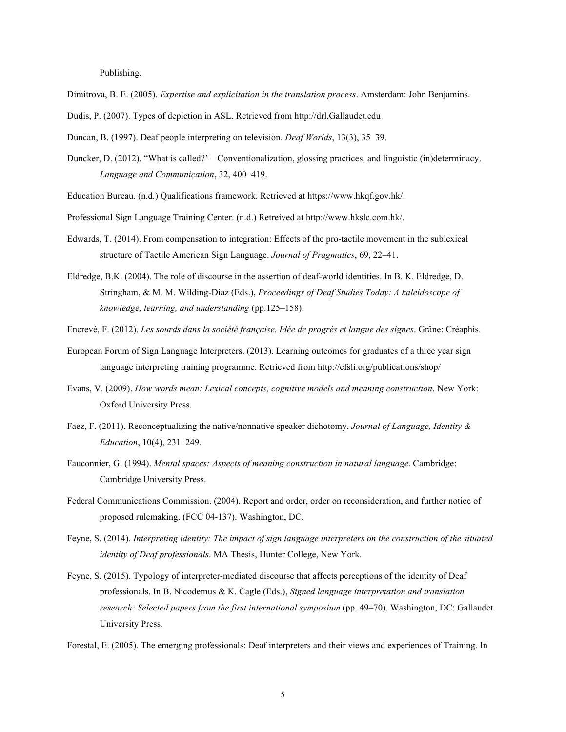Publishing.

Dimitrova, B. E. (2005). *Expertise and explicitation in the translation process*. Amsterdam: John Benjamins.

Dudis, P. (2007). Types of depiction in ASL. Retrieved from http://drl.Gallaudet.edu

Duncan, B. (1997). Deaf people interpreting on television. *Deaf Worlds*, 13(3), 35–39.

Duncker, D. (2012). "What is called?' – Conventionalization, glossing practices, and linguistic (in)determinacy. *Language and Communication*, 32, 400–419.

Education Bureau. (n.d.) Qualifications framework. Retrieved at https://www.hkqf.gov.hk/.

Professional Sign Language Training Center. (n.d.) Retreived at http://www.hkslc.com.hk/.

Edwards, T. (2014). From compensation to integration: Effects of the pro-tactile movement in the sublexical structure of Tactile American Sign Language. *Journal of Pragmatics*, 69, 22–41.

Eldredge, B.K. (2004). The role of discourse in the assertion of deaf-world identities. In B. K. Eldredge, D. Stringham, & M. M. Wilding-Diaz (Eds.), *Proceedings of Deaf Studies Today: A kaleidoscope of knowledge, learning, and understanding* (pp.125–158).

Encrevé, F. (2012). *Les sourds dans la société française. Idée de progrès et langue des signes*. Grâne: Créaphis.

European Forum of Sign Language Interpreters. (2013). Learning outcomes for graduates of a three year sign language interpreting training programme. Retrieved from http://efsli.org/publications/shop/

Evans, V. (2009). *How words mean: Lexical concepts, cognitive models and meaning construction*. New York: Oxford University Press.

Faez, F. (2011). Reconceptualizing the native/nonnative speaker dichotomy. *Journal of Language, Identity & Education*, 10(4), 231–249.

Fauconnier, G. (1994). *Mental spaces: Aspects of meaning construction in natural language*. Cambridge: Cambridge University Press.

Federal Communications Commission. (2004). Report and order, order on reconsideration, and further notice of proposed rulemaking. (FCC 04-137). Washington, DC.

Feyne, S. (2014). *Interpreting identity: The impact of sign language interpreters on the construction of the situated identity of Deaf professionals*. MA Thesis, Hunter College, New York.

Feyne, S. (2015). Typology of interpreter-mediated discourse that affects perceptions of the identity of Deaf professionals. In B. Nicodemus & K. Cagle (Eds.), *Signed language interpretation and translation research: Selected papers from the first international symposium* (pp. 49–70). Washington, DC: Gallaudet University Press.

Forestal, E. (2005). The emerging professionals: Deaf interpreters and their views and experiences of Training. In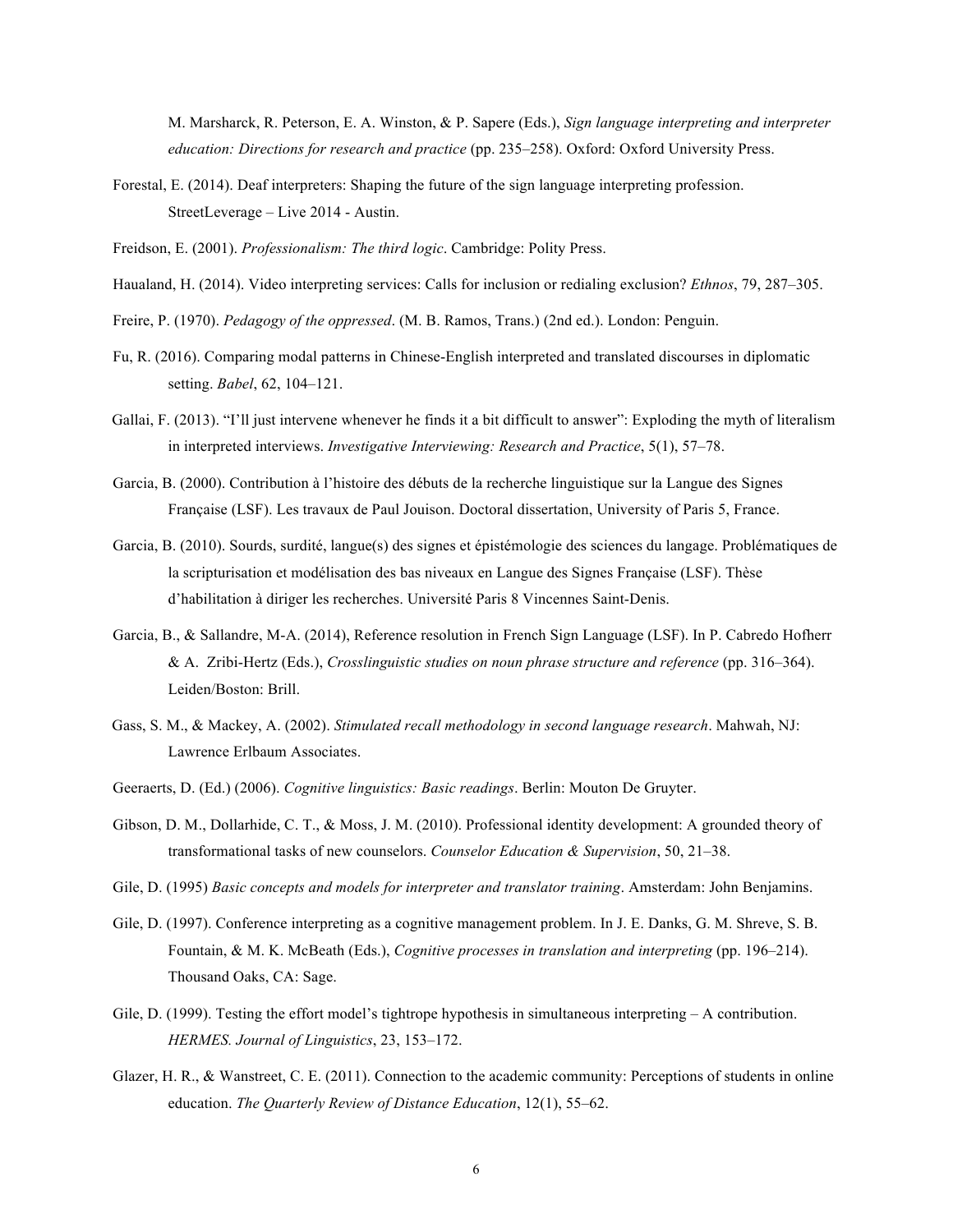M. Marsharck, R. Peterson, E. A. Winston, & P. Sapere (Eds.), *Sign language interpreting and interpreter education: Directions for research and practice* (pp. 235–258). Oxford: Oxford University Press.

Forestal, E. (2014). Deaf interpreters: Shaping the future of the sign language interpreting profession. StreetLeverage – Live 2014 - Austin.

Freidson, E. (2001). *Professionalism: The third logic*. Cambridge: Polity Press.

Haualand, H. (2014). Video interpreting services: Calls for inclusion or redialing exclusion? *Ethnos*, 79, 287–305.

Freire, P. (1970). *Pedagogy of the oppressed*. (M. B. Ramos, Trans.) (2nd ed.). London: Penguin.

Fu, R. (2016). Comparing modal patterns in Chinese-English interpreted and translated discourses in diplomatic setting. *Babel*, 62, 104–121.

Gallai, F. (2013). "I'll just intervene whenever he finds it a bit difficult to answer": Exploding the myth of literalism in interpreted interviews. *Investigative Interviewing: Research and Practice*, 5(1), 57–78.

Garcia, B. (2000). Contribution à l'histoire des débuts de la recherche linguistique sur la Langue des Signes Française (LSF). Les travaux de Paul Jouison. Doctoral dissertation, University of Paris 5, France.

Garcia, B. (2010). Sourds, surdité, langue(s) des signes et épistémologie des sciences du langage. Problématiques de la scripturisation et modélisation des bas niveaux en Langue des Signes Française (LSF). Thèse d'habilitation à diriger les recherches. Université Paris 8 Vincennes Saint-Denis.

Garcia, B., & Sallandre, M-A. (2014), Reference resolution in French Sign Language (LSF). In P. Cabredo Hofherr & A. Zribi-Hertz (Eds.), *Crosslinguistic studies on noun phrase structure and reference* (pp. 316–364). Leiden/Boston: Brill.

Gass, S. M., & Mackey, A. (2002). *Stimulated recall methodology in second language research*. Mahwah, NJ: Lawrence Erlbaum Associates.

Geeraerts, D. (Ed.) (2006). *Cognitive linguistics: Basic readings*. Berlin: Mouton De Gruyter.

Gibson, D. M., Dollarhide, C. T., & Moss, J. M. (2010). Professional identity development: A grounded theory of transformational tasks of new counselors. *Counselor Education & Supervision*, 50, 21–38.

Gile, D. (1995) *Basic concepts and models for interpreter and translator training*. Amsterdam: John Benjamins.

Gile, D. (1997). Conference interpreting as a cognitive management problem. In J. E. Danks, G. M. Shreve, S. B. Fountain, & M. K. McBeath (Eds.), *Cognitive processes in translation and interpreting* (pp. 196–214). Thousand Oaks, CA: Sage.

Gile, D. (1999). Testing the effort model's tightrope hypothesis in simultaneous interpreting – A contribution. *HERMES. Journal of Linguistics*, 23, 153–172.

Glazer, H. R., & Wanstreet, C. E. (2011). Connection to the academic community: Perceptions of students in online education. *The Quarterly Review of Distance Education*, 12(1), 55–62.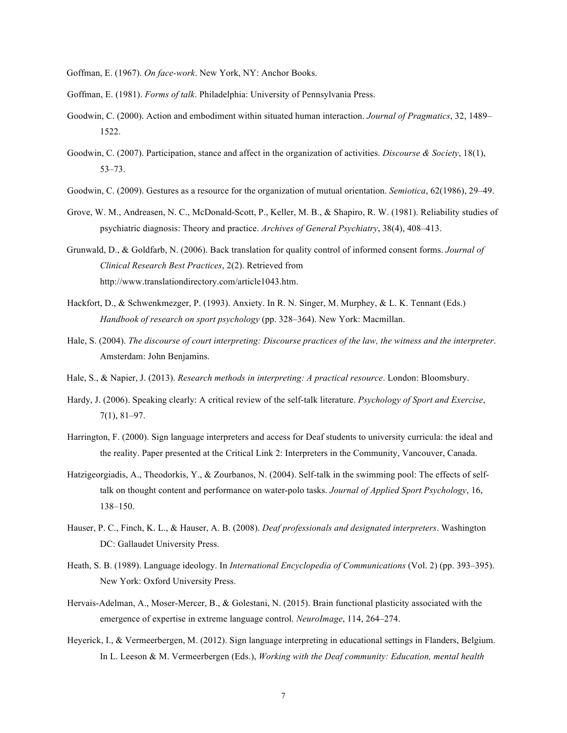Goffman, E. (1967). *On face-work*. New York, NY: Anchor Books.

Goffman, E. (1981). *Forms of talk*. Philadelphia: University of Pennsylvania Press.

Goodwin, C. (2000). Action and embodiment within situated human interaction. *Journal of Pragmatics*, 32, 1489–1522.

Goodwin, C. (2007). Participation, stance and affect in the organization of activities. *Discourse & Society*, 18(1), 53–73.

Goodwin, C. (2009). Gestures as a resource for the organization of mutual orientation. *Semiotica*, 62(1986), 29–49.

Grove, W. M., Andreasen, N. C., McDonald-Scott, P., Keller, M. B., & Shapiro, R. W. (1981). Reliability studies of psychiatric diagnosis: Theory and practice. *Archives of General Psychiatry*, 38(4), 408–413.

Grunwald, D., & Goldfarb, N. (2006). Back translation for quality control of informed consent forms. *Journal of Clinical Research Best Practices*, 2(2). Retrieved from http://www.translationdirectory.com/article1043.htm.

Hackfort, D., & Schwenkmezger, P. (1993). Anxiety. In R. N. Singer, M. Murphey, & L. K. Tennant (Eds.) *Handbook of research on sport psychology* (pp. 328–364). New York: Macmillan.

Hale, S. (2004). *The discourse of court interpreting: Discourse practices of the law, the witness and the interpreter*. Amsterdam: John Benjamins.

Hale, S., & Napier, J. (2013). *Research methods in interpreting: A practical resource*. London: Bloomsbury.

Hardy, J. (2006). Speaking clearly: A critical review of the self-talk literature. *Psychology of Sport and Exercise*, 7(1), 81–97.

Harrington, F. (2000). Sign language interpreters and access for Deaf students to university curricula: the ideal and the reality. Paper presented at the Critical Link 2: Interpreters in the Community, Vancouver, Canada.

Hatzigeorgiadis, A., Theodorkis, Y., & Zourbanos, N. (2004). Self-talk in the swimming pool: The effects of self-talk on thought content and performance on water-polo tasks. *Journal of Applied Sport Psychology*, 16, 138–150.

Hauser, P. C., Finch, K. L., & Hauser, A. B. (2008). *Deaf professionals and designated interpreters*. Washington DC: Gallaudet University Press.

Heath, S. B. (1989). Language ideology. In *International Encyclopedia of Communications* (Vol. 2) (pp. 393–395). New York: Oxford University Press.

Hervais-Adelman, A., Moser-Mercer, B., & Golestani, N. (2015). Brain functional plasticity associated with the emergence of expertise in extreme language control. *NeuroImage*, 114, 264–274.

Heyerick, I., & Vermeerbergen, M. (2012). Sign language interpreting in educational settings in Flanders, Belgium. In L. Leeson & M. Vermeerbergen (Eds.), *Working with the Deaf community: Education, mental health*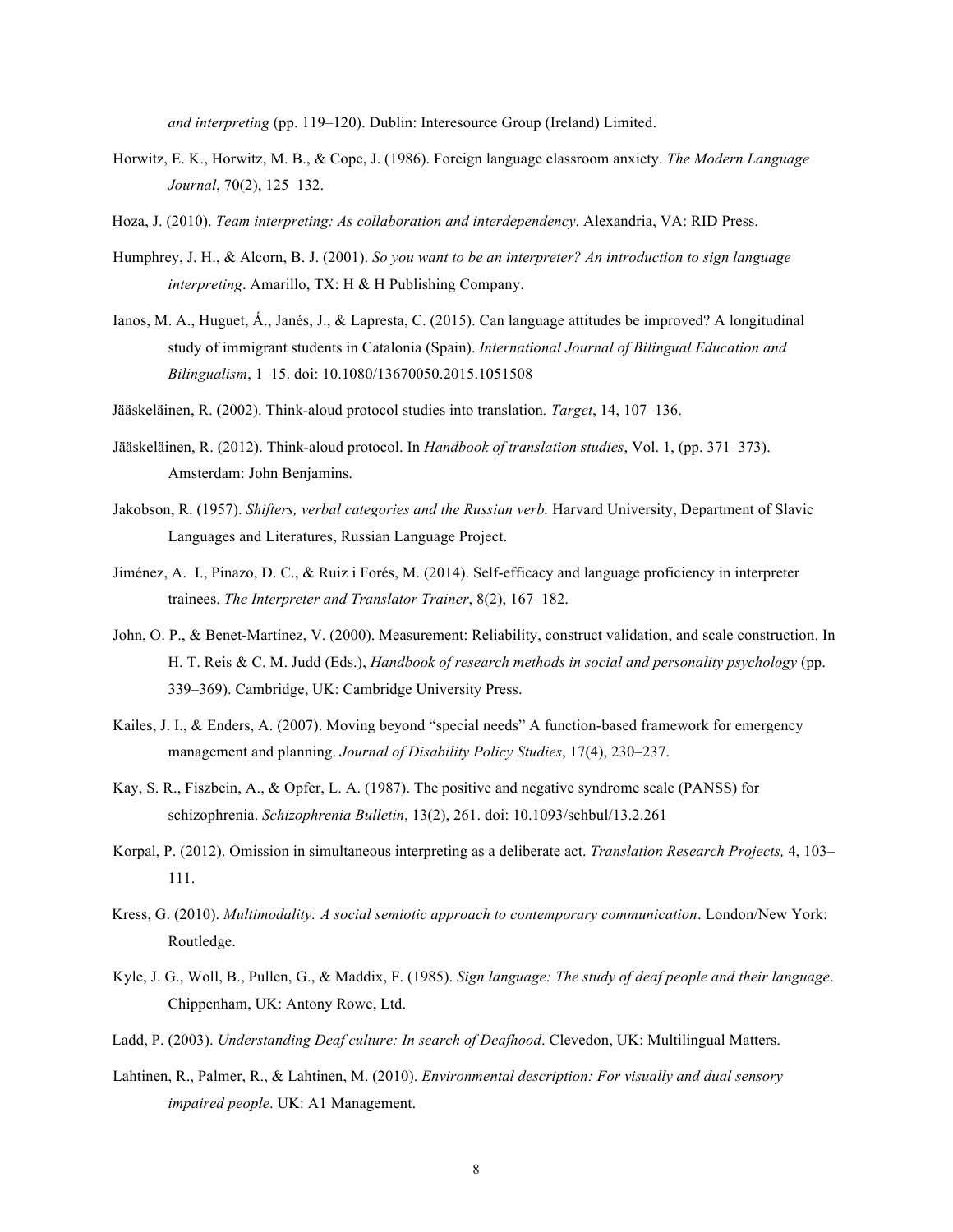*and interpreting* (pp. 119–120). Dublin: Interesource Group (Ireland) Limited.

Horwitz, E. K., Horwitz, M. B., & Cope, J. (1986). Foreign language classroom anxiety. *The Modern Language Journal*, 70(2), 125–132.

Hoza, J. (2010). *Team interpreting: As collaboration and interdependency*. Alexandria, VA: RID Press.

Humphrey, J. H., & Alcorn, B. J. (2001). *So you want to be an interpreter? An introduction to sign language interpreting*. Amarillo, TX: H & H Publishing Company.

Ianos, M. A., Huguet, Á., Janés, J., & Lapresta, C. (2015). Can language attitudes be improved? A longitudinal study of immigrant students in Catalonia (Spain). *International Journal of Bilingual Education and Bilingualism*, 1–15. doi: 10.1080/13670050.2015.1051508

Jääskeläinen, R. (2002). Think-aloud protocol studies into translation*. Target*, 14, 107–136.

Jääskeläinen, R. (2012). Think-aloud protocol. In *Handbook of translation studies*, Vol. 1, (pp. 371–373). Amsterdam: John Benjamins.

Jakobson, R. (1957). *Shifters, verbal categories and the Russian verb.* Harvard University, Department of Slavic Languages and Literatures, Russian Language Project.

Jiménez, A. I., Pinazo, D. C., & Ruiz i Forés, M. (2014). Self-efficacy and language proficiency in interpreter trainees. *The Interpreter and Translator Trainer*, 8(2), 167–182.

John, O. P., & Benet-Martínez, V. (2000). Measurement: Reliability, construct validation, and scale construction. In H. T. Reis & C. M. Judd (Eds.), *Handbook of research methods in social and personality psychology* (pp. 339–369). Cambridge, UK: Cambridge University Press.

Kailes, J. I., & Enders, A. (2007). Moving beyond "special needs" A function-based framework for emergency management and planning. *Journal of Disability Policy Studies*, 17(4), 230–237.

Kay, S. R., Fiszbein, A., & Opfer, L. A. (1987). The positive and negative syndrome scale (PANSS) for schizophrenia. *Schizophrenia Bulletin*, 13(2), 261. doi: 10.1093/schbul/13.2.261

Korpal, P. (2012). Omission in simultaneous interpreting as a deliberate act. *Translation Research Projects,* 4, 103–111.

Kress, G. (2010). *Multimodality: A social semiotic approach to contemporary communication*. London/New York: Routledge.

Kyle, J. G., Woll, B., Pullen, G., & Maddix, F. (1985). *Sign language: The study of deaf people and their language*. Chippenham, UK: Antony Rowe, Ltd.

Ladd, P. (2003). *Understanding Deaf culture: In search of Deafhood*. Clevedon, UK: Multilingual Matters.

Lahtinen, R., Palmer, R., & Lahtinen, M. (2010). *Environmental description: For visually and dual sensory impaired people*. UK: A1 Management.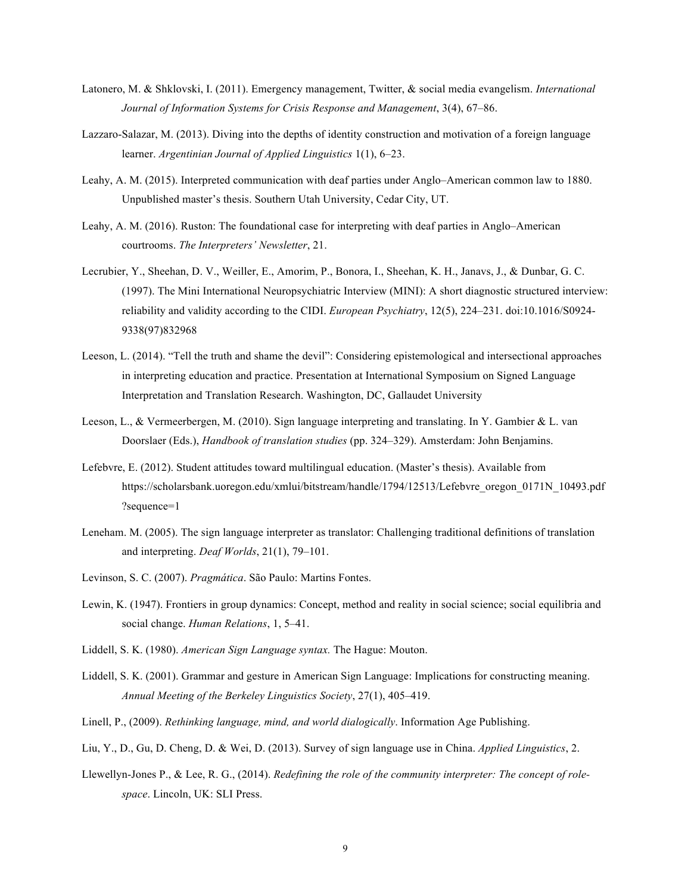Latonero, M. & Shklovski, I. (2011). Emergency management, Twitter, & social media evangelism. *International Journal of Information Systems for Crisis Response and Management*, 3(4), 67–86.

Lazzaro-Salazar, M. (2013). Diving into the depths of identity construction and motivation of a foreign language learner. *Argentinian Journal of Applied Linguistics* 1(1), 6–23.

Leahy, A. M. (2015). Interpreted communication with deaf parties under Anglo–American common law to 1880. Unpublished master's thesis. Southern Utah University, Cedar City, UT.

Leahy, A. M. (2016). Ruston: The foundational case for interpreting with deaf parties in Anglo–American courtrooms. *The Interpreters' Newsletter*, 21.

Lecrubier, Y., Sheehan, D. V., Weiller, E., Amorim, P., Bonora, I., Sheehan, K. H., Janavs, J., & Dunbar, G. C. (1997). The Mini International Neuropsychiatric Interview (MINI): A short diagnostic structured interview: reliability and validity according to the CIDI. *European Psychiatry*, 12(5), 224–231. doi:10.1016/S0924-9338(97)832968

Leeson, L. (2014). "Tell the truth and shame the devil": Considering epistemological and intersectional approaches in interpreting education and practice. Presentation at International Symposium on Signed Language Interpretation and Translation Research. Washington, DC, Gallaudet University

Leeson, L., & Vermeerbergen, M. (2010). Sign language interpreting and translating. In Y. Gambier & L. van Doorslaer (Eds.), *Handbook of translation studies* (pp. 324–329). Amsterdam: John Benjamins.

Lefebvre, E. (2012). Student attitudes toward multilingual education. (Master's thesis). Available from https://scholarsbank.uoregon.edu/xmlui/bitstream/handle/1794/12513/Lefebvre_oregon_0171N_10493.pdf?sequence=1

Leneham. M. (2005). The sign language interpreter as translator: Challenging traditional definitions of translation and interpreting. *Deaf Worlds*, 21(1), 79–101.

Levinson, S. C. (2007). *Pragmática*. São Paulo: Martins Fontes.

Lewin, K. (1947). Frontiers in group dynamics: Concept, method and reality in social science; social equilibria and social change. *Human Relations*, 1, 5–41.

Liddell, S. K. (1980). *American Sign Language syntax.* The Hague: Mouton.

Liddell, S. K. (2001). Grammar and gesture in American Sign Language: Implications for constructing meaning. *Annual Meeting of the Berkeley Linguistics Society*, 27(1), 405–419.

Linell, P., (2009). *Rethinking language, mind, and world dialogically*. Information Age Publishing.

Liu, Y., D., Gu, D. Cheng, D. & Wei, D. (2013). Survey of sign language use in China. *Applied Linguistics*, 2.

Llewellyn-Jones P., & Lee, R. G., (2014). *Redefining the role of the community interpreter: The concept of role-space*. Lincoln, UK: SLI Press.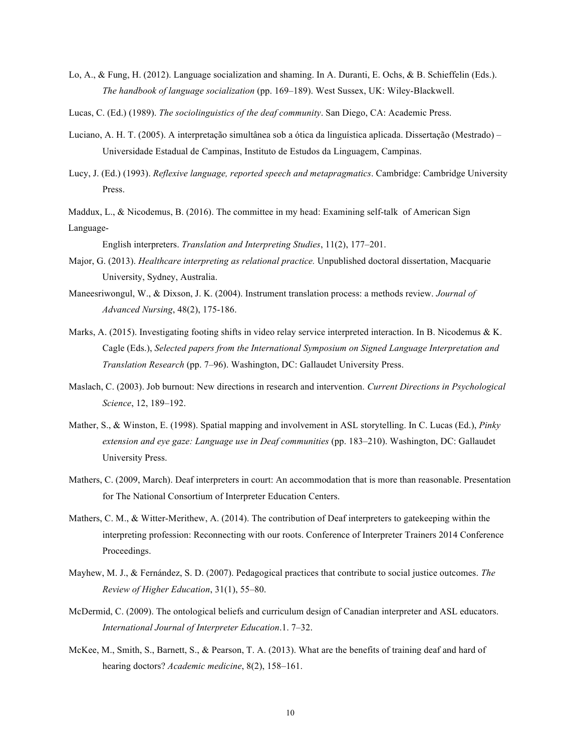Lo, A., & Fung, H. (2012). Language socialization and shaming. In A. Duranti, E. Ochs, & B. Schieffelin (Eds.). *The handbook of language socialization* (pp. 169–189). West Sussex, UK: Wiley-Blackwell.

Lucas, C. (Ed.) (1989). *The sociolinguistics of the deaf community*. San Diego, CA: Academic Press.

Luciano, A. H. T. (2005). A interpretação simultânea sob a ótica da linguística aplicada. Dissertação (Mestrado) – Universidade Estadual de Campinas, Instituto de Estudos da Linguagem, Campinas.

Lucy, J. (Ed.) (1993). *Reflexive language, reported speech and metapragmatics*. Cambridge: Cambridge University Press.

Maddux, L., & Nicodemus, B. (2016). The committee in my head: Examining self-talk of American Sign Language-English interpreters. *Translation and Interpreting Studies*, 11(2), 177–201.

Major, G. (2013). *Healthcare interpreting as relational practice.* Unpublished doctoral dissertation, Macquarie University, Sydney, Australia.

Maneesriwongul, W., & Dixson, J. K. (2004). Instrument translation process: a methods review. *Journal of Advanced Nursing*, 48(2), 175-186.

Marks, A. (2015). Investigating footing shifts in video relay service interpreted interaction. In B. Nicodemus & K. Cagle (Eds.), *Selected papers from the International Symposium on Signed Language Interpretation and Translation Research* (pp. 7–96). Washington, DC: Gallaudet University Press.

Maslach, C. (2003). Job burnout: New directions in research and intervention. *Current Directions in Psychological Science*, 12, 189–192.

Mather, S., & Winston, E. (1998). Spatial mapping and involvement in ASL storytelling. In C. Lucas (Ed.), *Pinky extension and eye gaze: Language use in Deaf communities* (pp. 183–210). Washington, DC: Gallaudet University Press.

Mathers, C. (2009, March). Deaf interpreters in court: An accommodation that is more than reasonable. Presentation for The National Consortium of Interpreter Education Centers.

Mathers, C. M., & Witter-Merithew, A. (2014). The contribution of Deaf interpreters to gatekeeping within the interpreting profession: Reconnecting with our roots. Conference of Interpreter Trainers 2014 Conference Proceedings.

Mayhew, M. J., & Fernández, S. D. (2007). Pedagogical practices that contribute to social justice outcomes. *The Review of Higher Education*, 31(1), 55–80.

McDermid, C. (2009). The ontological beliefs and curriculum design of Canadian interpreter and ASL educators. *International Journal of Interpreter Education*.1. 7–32.

McKee, M., Smith, S., Barnett, S., & Pearson, T. A. (2013). What are the benefits of training deaf and hard of hearing doctors? *Academic medicine*, 8(2), 158–161.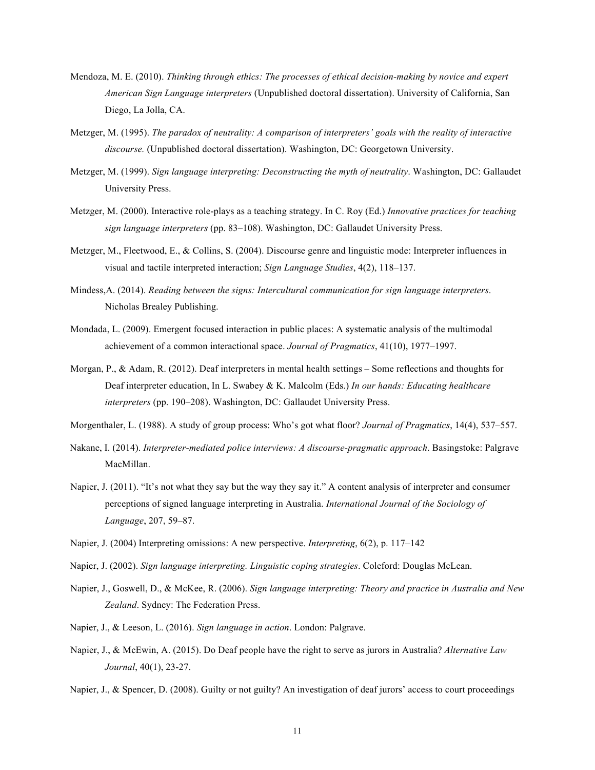Mendoza, M. E. (2010). *Thinking through ethics: The processes of ethical decision-making by novice and expert American Sign Language interpreters* (Unpublished doctoral dissertation). University of California, San Diego, La Jolla, CA.

Metzger, M. (1995). *The paradox of neutrality: A comparison of interpreters' goals with the reality of interactive discourse.* (Unpublished doctoral dissertation). Washington, DC: Georgetown University.

Metzger, M. (1999). *Sign language interpreting: Deconstructing the myth of neutrality*. Washington, DC: Gallaudet University Press.

Metzger, M. (2000). Interactive role-plays as a teaching strategy. In C. Roy (Ed.) *Innovative practices for teaching sign language interpreters* (pp. 83–108). Washington, DC: Gallaudet University Press.

Metzger, M., Fleetwood, E., & Collins, S. (2004). Discourse genre and linguistic mode: Interpreter influences in visual and tactile interpreted interaction; *Sign Language Studies*, 4(2), 118–137.

Mindess,A. (2014). *Reading between the signs: Intercultural communication for sign language interpreters*. Nicholas Brealey Publishing.

Mondada, L. (2009). Emergent focused interaction in public places: A systematic analysis of the multimodal achievement of a common interactional space. *Journal of Pragmatics*, 41(10), 1977–1997.

Morgan, P., & Adam, R. (2012). Deaf interpreters in mental health settings – Some reflections and thoughts for Deaf interpreter education, In L. Swabey & K. Malcolm (Eds.) *In our hands: Educating healthcare interpreters* (pp. 190–208). Washington, DC: Gallaudet University Press.

Morgenthaler, L. (1988). A study of group process: Who's got what floor? *Journal of Pragmatics*, 14(4), 537–557.

Nakane, I. (2014). *Interpreter-mediated police interviews: A discourse-pragmatic approach*. Basingstoke: Palgrave MacMillan.

Napier, J. (2011). "It's not what they say but the way they say it." A content analysis of interpreter and consumer perceptions of signed language interpreting in Australia. *International Journal of the Sociology of Language*, 207, 59–87.

Napier, J. (2004) Interpreting omissions: A new perspective. *Interpreting*, 6(2), p. 117–142

Napier, J. (2002). *Sign language interpreting. Linguistic coping strategies*. Coleford: Douglas McLean.

Napier, J., Goswell, D., & McKee, R. (2006). *Sign language interpreting: Theory and practice in Australia and New Zealand*. Sydney: The Federation Press.

Napier, J., & Leeson, L. (2016). *Sign language in action*. London: Palgrave.

Napier, J., & McEwin, A. (2015). Do Deaf people have the right to serve as jurors in Australia? *Alternative Law Journal*, 40(1), 23-27.

Napier, J., & Spencer, D. (2008). Guilty or not guilty? An investigation of deaf jurors' access to court proceedings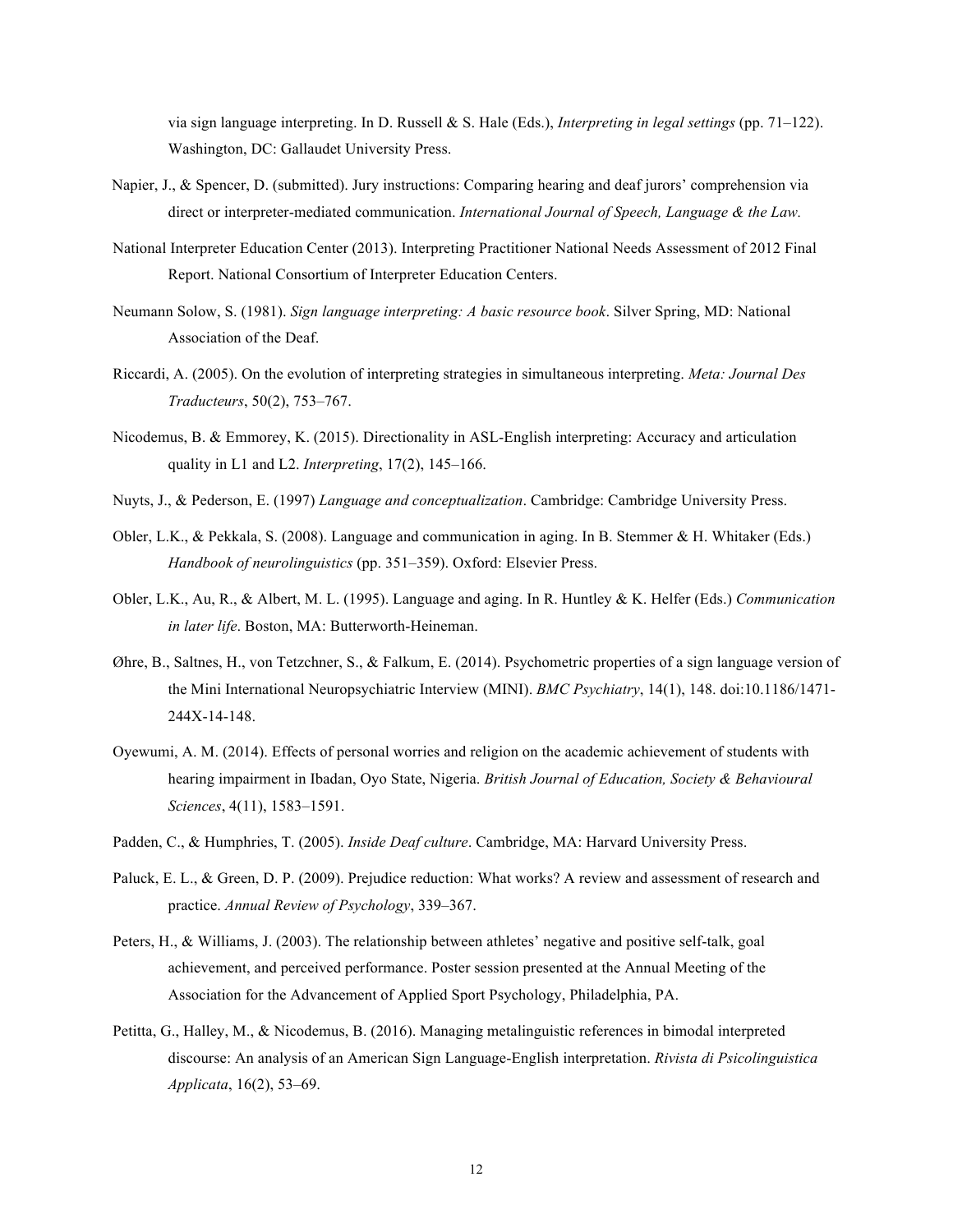via sign language interpreting. In D. Russell & S. Hale (Eds.), *Interpreting in legal settings* (pp. 71–122). Washington, DC: Gallaudet University Press.

Napier, J., & Spencer, D. (submitted). Jury instructions: Comparing hearing and deaf jurors' comprehension via direct or interpreter-mediated communication. *International Journal of Speech, Language & the Law.*

National Interpreter Education Center (2013). Interpreting Practitioner National Needs Assessment of 2012 Final Report. National Consortium of Interpreter Education Centers.

Neumann Solow, S. (1981). *Sign language interpreting: A basic resource book*. Silver Spring, MD: National Association of the Deaf.

Riccardi, A. (2005). On the evolution of interpreting strategies in simultaneous interpreting. *Meta: Journal Des Traducteurs*, 50(2), 753–767.

Nicodemus, B. & Emmorey, K. (2015). Directionality in ASL-English interpreting: Accuracy and articulation quality in L1 and L2. *Interpreting*, 17(2), 145–166.

Nuyts, J., & Pederson, E. (1997) *Language and conceptualization*. Cambridge: Cambridge University Press.

Obler, L.K., & Pekkala, S. (2008). Language and communication in aging. In B. Stemmer & H. Whitaker (Eds.) *Handbook of neurolinguistics* (pp. 351–359). Oxford: Elsevier Press.

Obler, L.K., Au, R., & Albert, M. L. (1995). Language and aging. In R. Huntley & K. Helfer (Eds.) *Communication in later life*. Boston, MA: Butterworth-Heineman.

Øhre, B., Saltnes, H., von Tetzchner, S., & Falkum, E. (2014). Psychometric properties of a sign language version of the Mini International Neuropsychiatric Interview (MINI). *BMC Psychiatry*, 14(1), 148. doi:10.1186/1471-244X-14-148.

Oyewumi, A. M. (2014). Effects of personal worries and religion on the academic achievement of students with hearing impairment in Ibadan, Oyo State, Nigeria. *British Journal of Education, Society & Behavioural Sciences*, 4(11), 1583–1591.

Padden, C., & Humphries, T. (2005). *Inside Deaf culture*. Cambridge, MA: Harvard University Press.

Paluck, E. L., & Green, D. P. (2009). Prejudice reduction: What works? A review and assessment of research and practice. *Annual Review of Psychology*, 339–367.

Peters, H., & Williams, J. (2003). The relationship between athletes' negative and positive self-talk, goal achievement, and perceived performance. Poster session presented at the Annual Meeting of the Association for the Advancement of Applied Sport Psychology, Philadelphia, PA.

Petitta, G., Halley, M., & Nicodemus, B. (2016). Managing metalinguistic references in bimodal interpreted discourse: An analysis of an American Sign Language-English interpretation. *Rivista di Psicolinguistica Applicata*, 16(2), 53–69.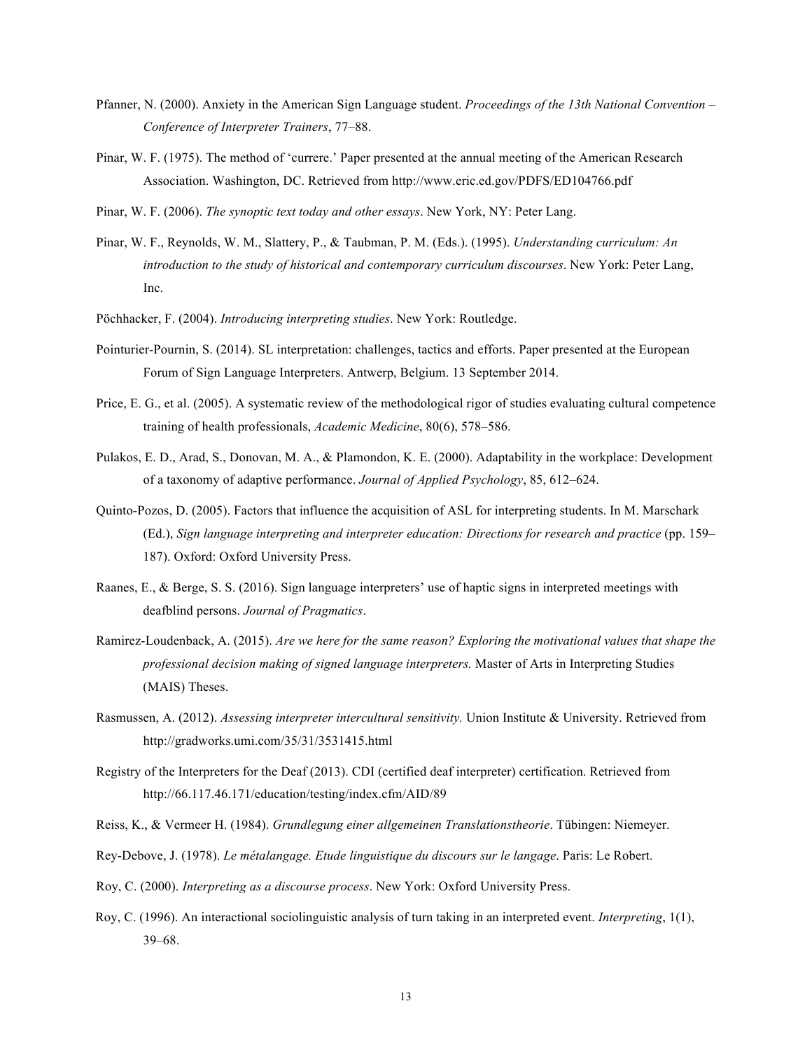Pfanner, N. (2000). Anxiety in the American Sign Language student. *Proceedings of the 13th National Convention – Conference of Interpreter Trainers*, 77–88.

Pinar, W. F. (1975). The method of 'currere.' Paper presented at the annual meeting of the American Research Association. Washington, DC. Retrieved from http://www.eric.ed.gov/PDFS/ED104766.pdf

Pinar, W. F. (2006). *The synoptic text today and other essays*. New York, NY: Peter Lang.

Pinar, W. F., Reynolds, W. M., Slattery, P., & Taubman, P. M. (Eds.). (1995). *Understanding curriculum: An introduction to the study of historical and contemporary curriculum discourses*. New York: Peter Lang, Inc.

Pöchhacker, F. (2004). *Introducing interpreting studies*. New York: Routledge.

Pointurier-Pournin, S. (2014). SL interpretation: challenges, tactics and efforts. Paper presented at the European Forum of Sign Language Interpreters. Antwerp, Belgium. 13 September 2014.

Price, E. G., et al. (2005). A systematic review of the methodological rigor of studies evaluating cultural competence training of health professionals, *Academic Medicine*, 80(6), 578–586.

Pulakos, E. D., Arad, S., Donovan, M. A., & Plamondon, K. E. (2000). Adaptability in the workplace: Development of a taxonomy of adaptive performance. *Journal of Applied Psychology*, 85, 612–624.

Quinto-Pozos, D. (2005). Factors that influence the acquisition of ASL for interpreting students. In M. Marschark (Ed.), *Sign language interpreting and interpreter education: Directions for research and practice* (pp. 159–187). Oxford: Oxford University Press.

Raanes, E., & Berge, S. S. (2016). Sign language interpreters' use of haptic signs in interpreted meetings with deafblind persons. *Journal of Pragmatics*.

Ramirez-Loudenback, A. (2015). *Are we here for the same reason? Exploring the motivational values that shape the professional decision making of signed language interpreters.* Master of Arts in Interpreting Studies (MAIS) Theses.

Rasmussen, A. (2012). *Assessing interpreter intercultural sensitivity.* Union Institute & University. Retrieved from http://gradworks.umi.com/35/31/3531415.html

Registry of the Interpreters for the Deaf (2013). CDI (certified deaf interpreter) certification. Retrieved from http://66.117.46.171/education/testing/index.cfm/AID/89

Reiss, K., & Vermeer H. (1984). *Grundlegung einer allgemeinen Translationstheorie*. Tübingen: Niemeyer.

Rey-Debove, J. (1978). *Le métalangage. Etude linguistique du discours sur le langage*. Paris: Le Robert.

Roy, C. (2000). *Interpreting as a discourse process*. New York: Oxford University Press.

Roy, C. (1996). An interactional sociolinguistic analysis of turn taking in an interpreted event. *Interpreting*, 1(1), 39–68.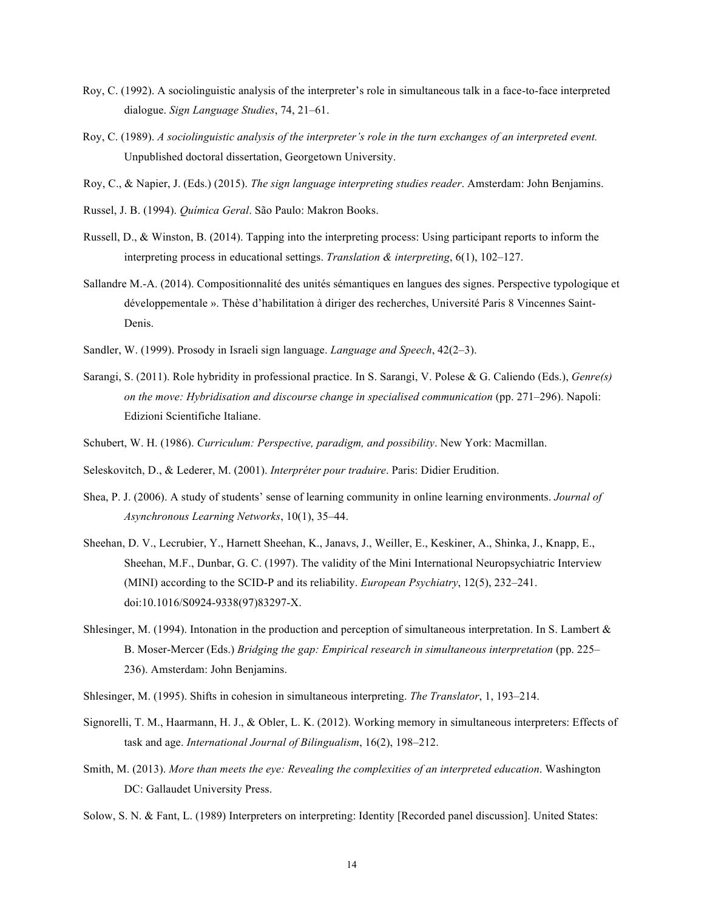Roy, C. (1992). A sociolinguistic analysis of the interpreter's role in simultaneous talk in a face-to-face interpreted dialogue. *Sign Language Studies*, 74, 21–61.

Roy, C. (1989). *A sociolinguistic analysis of the interpreter's role in the turn exchanges of an interpreted event.* Unpublished doctoral dissertation, Georgetown University.

Roy, C., & Napier, J. (Eds.) (2015). *The sign language interpreting studies reader*. Amsterdam: John Benjamins.

Russel, J. B. (1994). *Química Geral*. São Paulo: Makron Books.

Russell, D., & Winston, B. (2014). Tapping into the interpreting process: Using participant reports to inform the interpreting process in educational settings. *Translation & interpreting*, 6(1), 102–127.

Sallandre M.-A. (2014). Compositionnalité des unités sémantiques en langues des signes. Perspective typologique et développementale ». Thèse d'habilitation à diriger des recherches, Université Paris 8 Vincennes Saint-Denis.

Sandler, W. (1999). Prosody in Israeli sign language. *Language and Speech*, 42(2–3).

Sarangi, S. (2011). Role hybridity in professional practice. In S. Sarangi, V. Polese & G. Caliendo (Eds.), *Genre(s) on the move: Hybridisation and discourse change in specialised communication* (pp. 271–296). Napoli: Edizioni Scientifiche Italiane.

Schubert, W. H. (1986). *Curriculum: Perspective, paradigm, and possibility*. New York: Macmillan.

Seleskovitch, D., & Lederer, M. (2001). *Interpréter pour traduire*. Paris: Didier Erudition.

Shea, P. J. (2006). A study of students' sense of learning community in online learning environments. *Journal of Asynchronous Learning Networks*, 10(1), 35–44.

Sheehan, D. V., Lecrubier, Y., Harnett Sheehan, K., Janavs, J., Weiller, E., Keskiner, A., Shinka, J., Knapp, E., Sheehan, M.F., Dunbar, G. C. (1997). The validity of the Mini International Neuropsychiatric Interview (MINI) according to the SCID-P and its reliability. *European Psychiatry*, 12(5), 232–241. doi:10.1016/S0924-9338(97)83297-X.

Shlesinger, M. (1994). Intonation in the production and perception of simultaneous interpretation. In S. Lambert & B. Moser-Mercer (Eds.) *Bridging the gap: Empirical research in simultaneous interpretation* (pp. 225–236). Amsterdam: John Benjamins.

Shlesinger, M. (1995). Shifts in cohesion in simultaneous interpreting. *The Translator*, 1, 193–214.

Signorelli, T. M., Haarmann, H. J., & Obler, L. K. (2012). Working memory in simultaneous interpreters: Effects of task and age. *International Journal of Bilingualism*, 16(2), 198–212.

Smith, M. (2013). *More than meets the eye: Revealing the complexities of an interpreted education*. Washington DC: Gallaudet University Press.

Solow, S. N. & Fant, L. (1989) Interpreters on interpreting: Identity [Recorded panel discussion]. United States: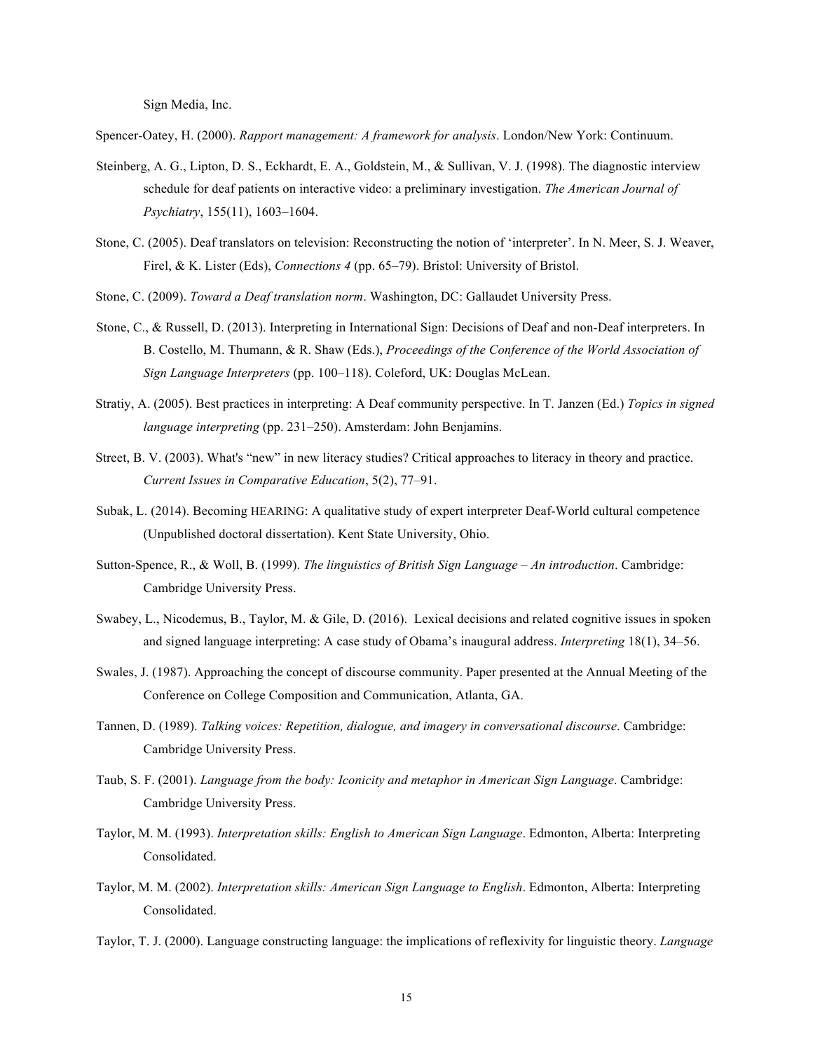Sign Media, Inc.

Spencer-Oatey, H. (2000). *Rapport management: A framework for analysis*. London/New York: Continuum.

Steinberg, A. G., Lipton, D. S., Eckhardt, E. A., Goldstein, M., & Sullivan, V. J. (1998). The diagnostic interview schedule for deaf patients on interactive video: a preliminary investigation. *The American Journal of Psychiatry*, 155(11), 1603–1604.

Stone, C. (2005). Deaf translators on television: Reconstructing the notion of 'interpreter'. In N. Meer, S. J. Weaver, Firel, & K. Lister (Eds), *Connections 4* (pp. 65–79). Bristol: University of Bristol.

Stone, C. (2009). *Toward a Deaf translation norm*. Washington, DC: Gallaudet University Press.

Stone, C., & Russell, D. (2013). Interpreting in International Sign: Decisions of Deaf and non-Deaf interpreters. In B. Costello, M. Thumann, & R. Shaw (Eds.), *Proceedings of the Conference of the World Association of Sign Language Interpreters* (pp. 100–118). Coleford, UK: Douglas McLean.

Stratiy, A. (2005). Best practices in interpreting: A Deaf community perspective. In T. Janzen (Ed.) *Topics in signed language interpreting* (pp. 231–250). Amsterdam: John Benjamins.

Street, B. V. (2003). What's "new" in new literacy studies? Critical approaches to literacy in theory and practice. *Current Issues in Comparative Education*, 5(2), 77–91.

Subak, L. (2014). Becoming HEARING: A qualitative study of expert interpreter Deaf-World cultural competence (Unpublished doctoral dissertation). Kent State University, Ohio.

Sutton-Spence, R., & Woll, B. (1999). *The linguistics of British Sign Language – An introduction*. Cambridge: Cambridge University Press.

Swabey, L., Nicodemus, B., Taylor, M. & Gile, D. (2016). Lexical decisions and related cognitive issues in spoken and signed language interpreting: A case study of Obama's inaugural address. *Interpreting* 18(1), 34–56.

Swales, J. (1987). Approaching the concept of discourse community. Paper presented at the Annual Meeting of the Conference on College Composition and Communication, Atlanta, GA.

Tannen, D. (1989). *Talking voices: Repetition, dialogue, and imagery in conversational discourse*. Cambridge: Cambridge University Press.

Taub, S. F. (2001). *Language from the body: Iconicity and metaphor in American Sign Language*. Cambridge: Cambridge University Press.

Taylor, M. M. (1993). *Interpretation skills: English to American Sign Language*. Edmonton, Alberta: Interpreting Consolidated.

Taylor, M. M. (2002). *Interpretation skills: American Sign Language to English*. Edmonton, Alberta: Interpreting Consolidated.

Taylor, T. J. (2000). Language constructing language: the implications of reflexivity for linguistic theory. *Language*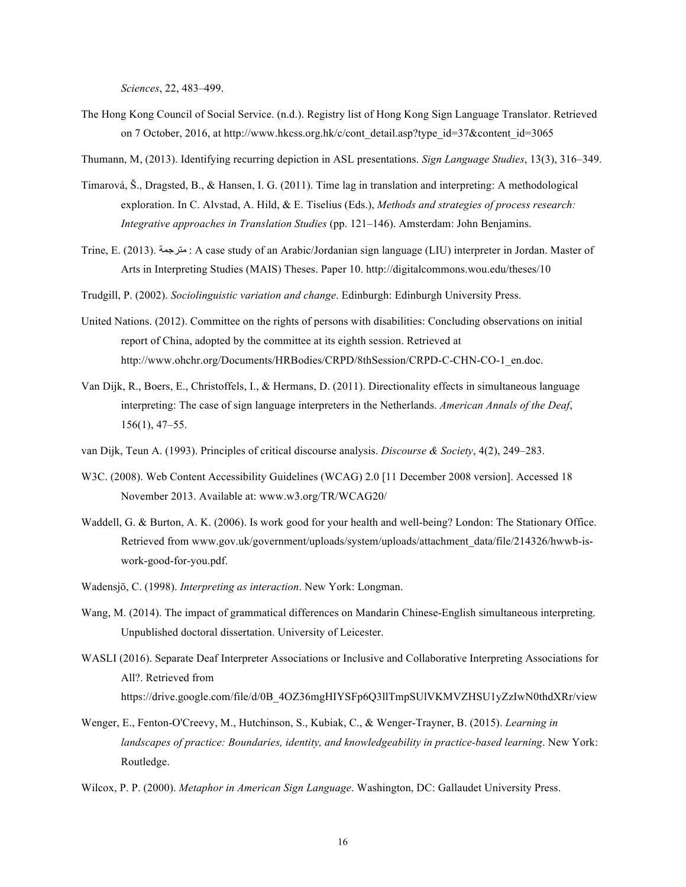*Sciences*, 22, 483–499.

The Hong Kong Council of Social Service. (n.d.). Registry list of Hong Kong Sign Language Translator. Retrieved on 7 October, 2016, at http://www.hkcss.org.hk/c/cont_detail.asp?type_id=37&content_id=3065

Thumann, M, (2013). Identifying recurring depiction in ASL presentations. *Sign Language Studies*, 13(3), 316–349.

Timarová, Š., Dragsted, B., & Hansen, I. G. (2011). Time lag in translation and interpreting: A methodological exploration. In C. Alvstad, A. Hild, & E. Tiselius (Eds.), *Methods and strategies of process research: Integrative approaches in Translation Studies* (pp. 121–146). Amsterdam: John Benjamins.

Trine, E. (2013). مترجمة : A case study of an Arabic/Jordanian sign language (LIU) interpreter in Jordan. Master of Arts in Interpreting Studies (MAIS) Theses. Paper 10. http://digitalcommons.wou.edu/theses/10

Trudgill, P. (2002). *Sociolinguistic variation and change*. Edinburgh: Edinburgh University Press.

United Nations. (2012). Committee on the rights of persons with disabilities: Concluding observations on initial report of China, adopted by the committee at its eighth session. Retrieved at http://www.ohchr.org/Documents/HRBodies/CRPD/8thSession/CRPD-C-CHN-CO-1_en.doc.

Van Dijk, R., Boers, E., Christoffels, I., & Hermans, D. (2011). Directionality effects in simultaneous language interpreting: The case of sign language interpreters in the Netherlands. *American Annals of the Deaf*, 156(1), 47–55.

van Dijk, Teun A. (1993). Principles of critical discourse analysis. *Discourse & Society*, 4(2), 249–283.

W3C. (2008). Web Content Accessibility Guidelines (WCAG) 2.0 [11 December 2008 version]. Accessed 18 November 2013. Available at: www.w3.org/TR/WCAG20/

Waddell, G. & Burton, A. K. (2006). Is work good for your health and well-being? London: The Stationary Office. Retrieved from www.gov.uk/government/uploads/system/uploads/attachment_data/file/214326/hwwb-is-work-good-for-you.pdf.

Wadensjö, C. (1998). *Interpreting as interaction*. New York: Longman.

Wang, M. (2014). The impact of grammatical differences on Mandarin Chinese-English simultaneous interpreting. Unpublished doctoral dissertation. University of Leicester.

WASLI (2016). Separate Deaf Interpreter Associations or Inclusive and Collaborative Interpreting Associations for All?. Retrieved from https://drive.google.com/file/d/0B_4OZ36mgHIYSFp6Q3llTmpSUlVKMVZHSU1yZzIwN0thdXRr/view

Wenger, E., Fenton-O'Creevy, M., Hutchinson, S., Kubiak, C., & Wenger-Trayner, B. (2015). *Learning in landscapes of practice: Boundaries, identity, and knowledgeability in practice-based learning*. New York: Routledge.

Wilcox, P. P. (2000). *Metaphor in American Sign Language*. Washington, DC: Gallaudet University Press.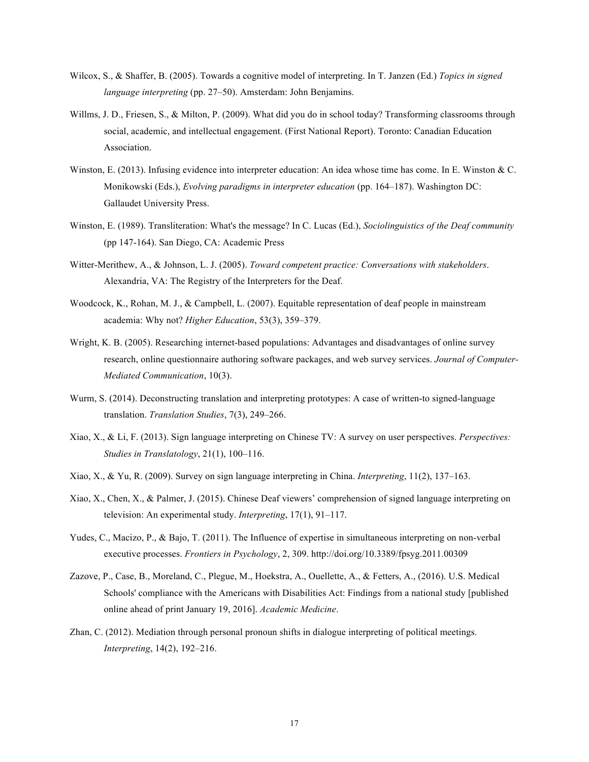Wilcox, S., & Shaffer, B. (2005). Towards a cognitive model of interpreting. In T. Janzen (Ed.) *Topics in signed language interpreting* (pp. 27–50). Amsterdam: John Benjamins.

Willms, J. D., Friesen, S., & Milton, P. (2009). What did you do in school today? Transforming classrooms through social, academic, and intellectual engagement. (First National Report). Toronto: Canadian Education Association.

Winston, E. (2013). Infusing evidence into interpreter education: An idea whose time has come. In E. Winston & C. Monikowski (Eds.), *Evolving paradigms in interpreter education* (pp. 164–187). Washington DC: Gallaudet University Press.

Winston, E. (1989). Transliteration: What's the message? In C. Lucas (Ed.), *Sociolinguistics of the Deaf community* (pp 147-164). San Diego, CA: Academic Press

Witter-Merithew, A., & Johnson, L. J. (2005). *Toward competent practice: Conversations with stakeholders*. Alexandria, VA: The Registry of the Interpreters for the Deaf.

Woodcock, K., Rohan, M. J., & Campbell, L. (2007). Equitable representation of deaf people in mainstream academia: Why not? *Higher Education*, 53(3), 359–379.

Wright, K. B. (2005). Researching internet-based populations: Advantages and disadvantages of online survey research, online questionnaire authoring software packages, and web survey services. *Journal of Computer-Mediated Communication*, 10(3).

Wurm, S. (2014). Deconstructing translation and interpreting prototypes: A case of written-to signed-language translation. *Translation Studies*, 7(3), 249–266.

Xiao, X., & Li, F. (2013). Sign language interpreting on Chinese TV: A survey on user perspectives. *Perspectives: Studies in Translatology*, 21(1), 100–116.

Xiao, X., & Yu, R. (2009). Survey on sign language interpreting in China. *Interpreting*, 11(2), 137–163.

Xiao, X., Chen, X., & Palmer, J. (2015). Chinese Deaf viewers' comprehension of signed language interpreting on television: An experimental study. *Interpreting*, 17(1), 91–117.

Yudes, C., Macizo, P., & Bajo, T. (2011). The Influence of expertise in simultaneous interpreting on non-verbal executive processes. *Frontiers in Psychology*, 2, 309. http://doi.org/10.3389/fpsyg.2011.00309

Zazove, P., Case, B., Moreland, C., Plegue, M., Hoekstra, A., Ouellette, A., & Fetters, A., (2016). U.S. Medical Schools' compliance with the Americans with Disabilities Act: Findings from a national study [published online ahead of print January 19, 2016]. *Academic Medicine*.

Zhan, C. (2012). Mediation through personal pronoun shifts in dialogue interpreting of political meetings. *Interpreting*, 14(2), 192–216.